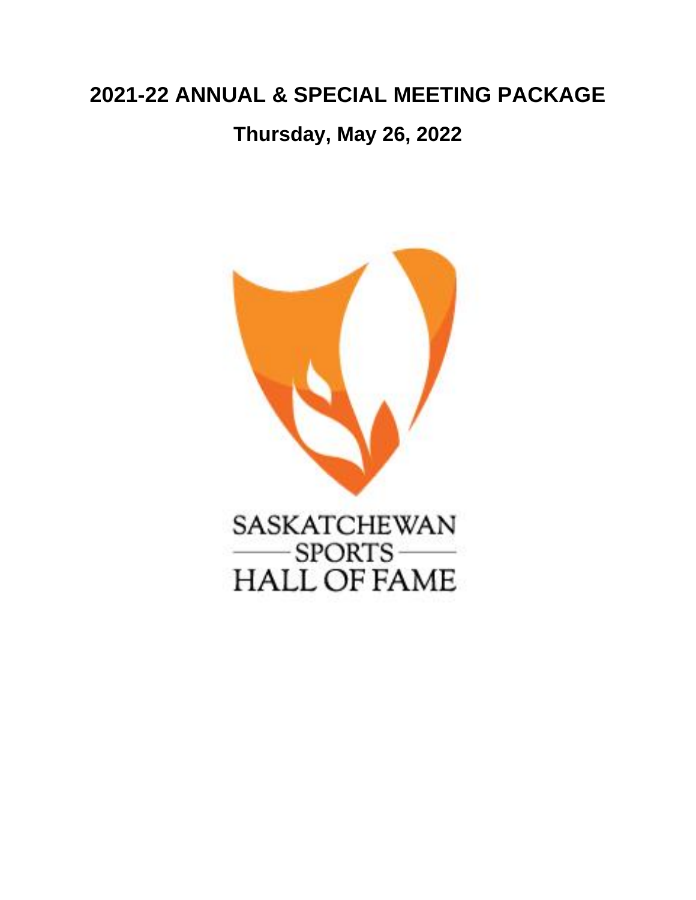# 2021-22 ANNUAL & SPECIAL MEETING PACKAGE

## Thursday, May 26, 2022

SASKATCHEWAN SPORTS HALL OF FAME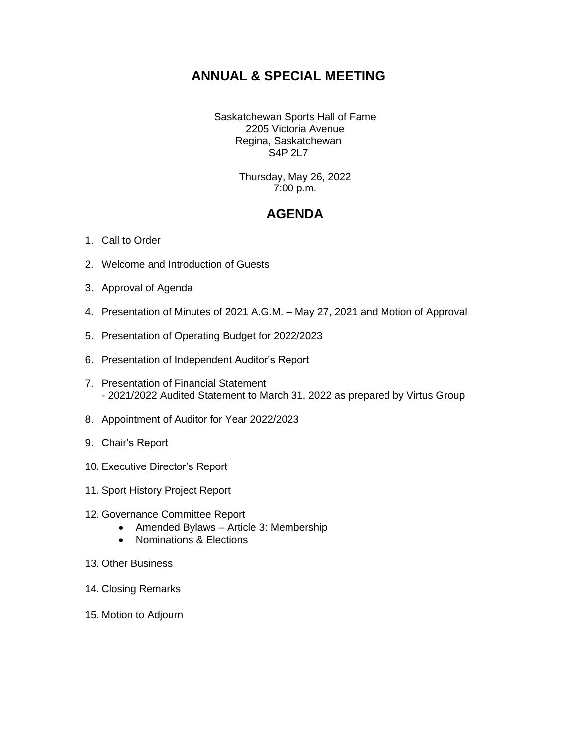# ANNUAL & SPECIAL MEETING

Saskatchewan Sports Hall of Fame
2205 Victoria Avenue
Regina, Saskatchewan
S4P 2L7

Thursday, May 26, 2022
7:00 p.m.

## AGENDA

1. Call to Order
2. Welcome and Introduction of Guests
3. Approval of Agenda
4. Presentation of Minutes of 2021 A.G.M. – May 27, 2021 and Motion of Approval
5. Presentation of Operating Budget for 2022/2023
6. Presentation of Independent Auditor's Report
7. Presentation of Financial Statement
   - 2021/2022 Audited Statement to March 31, 2022 as prepared by Virtus Group
8. Appointment of Auditor for Year 2022/2023
9. Chair's Report
10. Executive Director's Report
11. Sport History Project Report
12. Governance Committee Report
    - Amended Bylaws – Article 3: Membership
    - Nominations & Elections
13. Other Business
14. Closing Remarks
15. Motion to Adjourn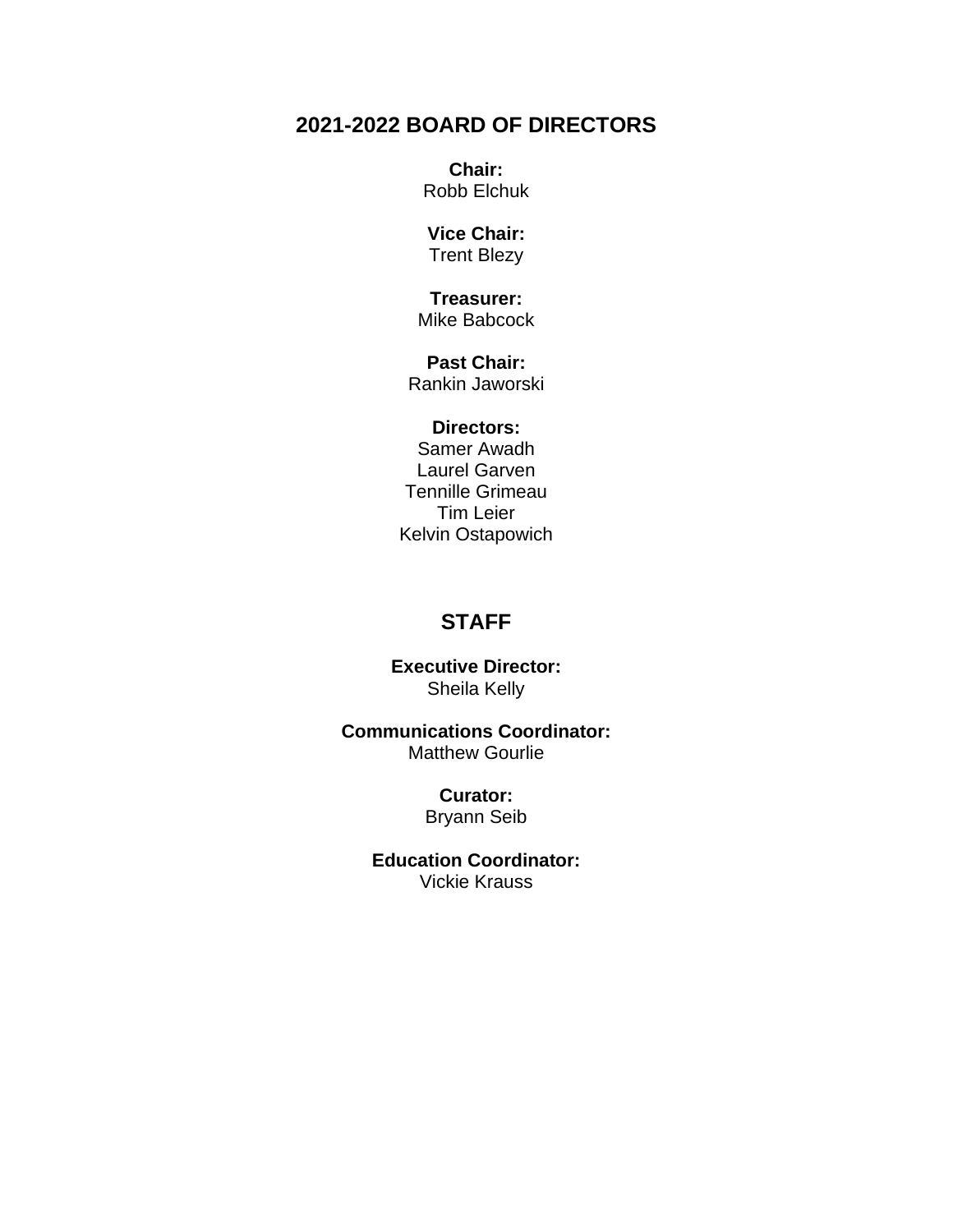## 2021-2022 BOARD OF DIRECTORS

**Chair:**
Robb Elchuk

**Vice Chair:**
Trent Blezy

**Treasurer:**
Mike Babcock

**Past Chair:**
Rankin Jaworski

**Directors:**
Samer Awadh
Laurel Garven
Tennille Grimeau
Tim Leier
Kelvin Ostapowich

## STAFF

**Executive Director:**
Sheila Kelly

**Communications Coordinator:**
Matthew Gourlie

**Curator:**
Bryann Seib

**Education Coordinator:**
Vickie Krauss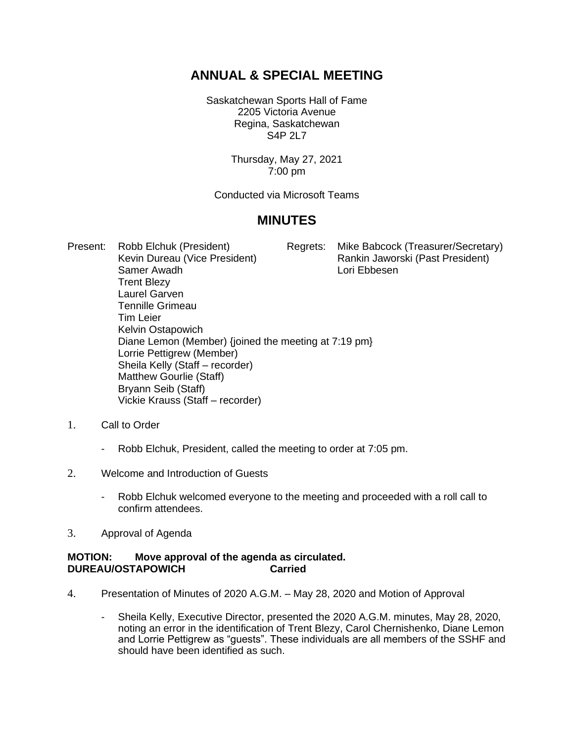# ANNUAL & SPECIAL MEETING

Saskatchewan Sports Hall of Fame
2205 Victoria Avenue
Regina, Saskatchewan
S4P 2L7

Thursday, May 27, 2021
7:00 pm

Conducted via Microsoft Teams

# MINUTES

| Present: | | Regrets: | |
|---|---|---|---|
| | Robb Elchuk (President) | | Mike Babcock (Treasurer/Secretary) |
| | Kevin Dureau (Vice President) | | Rankin Jaworski (Past President) |
| | Samer Awadh | | Lori Ebbesen |
| | Trent Blezy | | |
| | Laurel Garven | | |
| | Tennille Grimeau | | |
| | Tim Leier | | |
| | Kelvin Ostapowich | | |
| | Diane Lemon (Member) {joined the meeting at 7:19 pm} | | |
| | Lorrie Pettigrew (Member) | | |
| | Sheila Kelly (Staff – recorder) | | |
| | Matthew Gourlie (Staff) | | |
| | Bryann Seib (Staff) | | |
| | Vickie Krauss (Staff – recorder) | | |

1. Call to Order

   - Robb Elchuk, President, called the meeting to order at 7:05 pm.

2. Welcome and Introduction of Guests

   - Robb Elchuk welcomed everyone to the meeting and proceeded with a roll call to confirm attendees.

3. Approval of Agenda

**MOTION: Move approval of the agenda as circulated.**
**DUREAU/OSTAPOWICH Carried**

4. Presentation of Minutes of 2020 A.G.M. – May 28, 2020 and Motion of Approval

   - Sheila Kelly, Executive Director, presented the 2020 A.G.M. minutes, May 28, 2020, noting an error in the identification of Trent Blezy, Carol Chernishenko, Diane Lemon and Lorrie Pettigrew as "guests". These individuals are all members of the SSHF and should have been identified as such.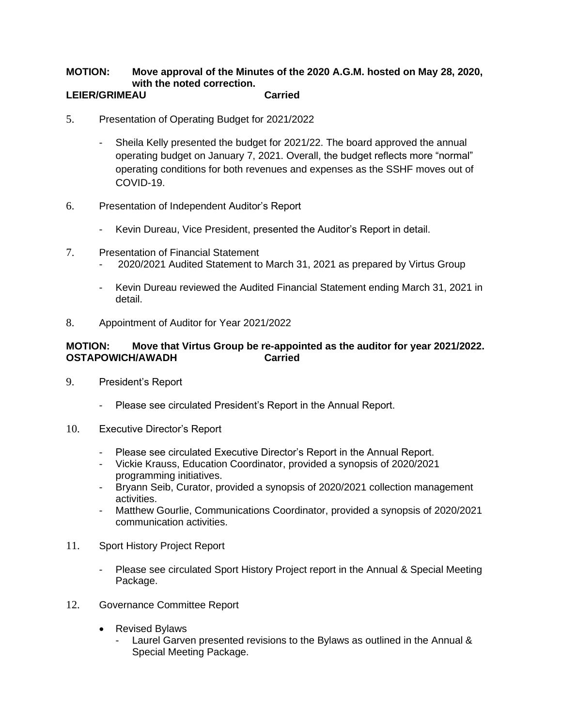**MOTION: Move approval of the Minutes of the 2020 A.G.M. hosted on May 28, 2020, with the noted correction.**
**LEIER/GRIMEAU Carried**

5. Presentation of Operating Budget for 2021/2022

   - Sheila Kelly presented the budget for 2021/22. The board approved the annual operating budget on January 7, 2021. Overall, the budget reflects more "normal" operating conditions for both revenues and expenses as the SSHF moves out of COVID-19.

6. Presentation of Independent Auditor's Report

   - Kevin Dureau, Vice President, presented the Auditor's Report in detail.

7. Presentation of Financial Statement
   - 2020/2021 Audited Statement to March 31, 2021 as prepared by Virtus Group

   - Kevin Dureau reviewed the Audited Financial Statement ending March 31, 2021 in detail.

8. Appointment of Auditor for Year 2021/2022

**MOTION: Move that Virtus Group be re-appointed as the auditor for year 2021/2022.**
**OSTAPOWICH/AWADH Carried**

9. President's Report

   - Please see circulated President's Report in the Annual Report.

10. Executive Director's Report

    - Please see circulated Executive Director's Report in the Annual Report.
    - Vickie Krauss, Education Coordinator, provided a synopsis of 2020/2021 programming initiatives.
    - Bryann Seib, Curator, provided a synopsis of 2020/2021 collection management activities.
    - Matthew Gourlie, Communications Coordinator, provided a synopsis of 2020/2021 communication activities.

11. Sport History Project Report

    - Please see circulated Sport History Project report in the Annual & Special Meeting Package.

12. Governance Committee Report

    - Revised Bylaws
      - Laurel Garven presented revisions to the Bylaws as outlined in the Annual & Special Meeting Package.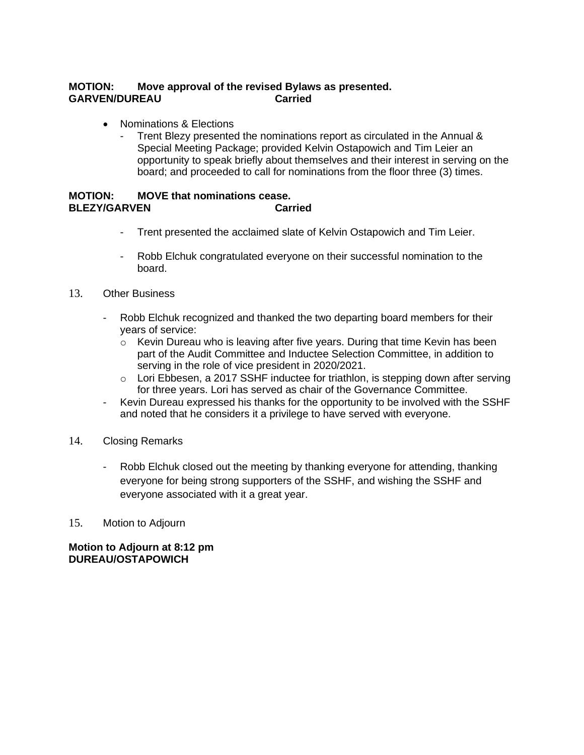**MOTION: Move approval of the revised Bylaws as presented.**
**GARVEN/DUREAU Carried**

- Nominations & Elections
  - Trent Blezy presented the nominations report as circulated in the Annual & Special Meeting Package; provided Kelvin Ostapowich and Tim Leier an opportunity to speak briefly about themselves and their interest in serving on the board; and proceeded to call for nominations from the floor three (3) times.

**MOTION: MOVE that nominations cease.**
**BLEZY/GARVEN Carried**

- Trent presented the acclaimed slate of Kelvin Ostapowich and Tim Leier.
- Robb Elchuk congratulated everyone on their successful nomination to the board.

13. Other Business

- Robb Elchuk recognized and thanked the two departing board members for their years of service:
  - Kevin Dureau who is leaving after five years. During that time Kevin has been part of the Audit Committee and Inductee Selection Committee, in addition to serving in the role of vice president in 2020/2021.
  - Lori Ebbesen, a 2017 SSHF inductee for triathlon, is stepping down after serving for three years. Lori has served as chair of the Governance Committee.
- Kevin Dureau expressed his thanks for the opportunity to be involved with the SSHF and noted that he considers it a privilege to have served with everyone.

14. Closing Remarks

- Robb Elchuk closed out the meeting by thanking everyone for attending, thanking everyone for being strong supporters of the SSHF, and wishing the SSHF and everyone associated with it a great year.

15. Motion to Adjourn

**Motion to Adjourn at 8:12 pm**
**DUREAU/OSTAPOWICH**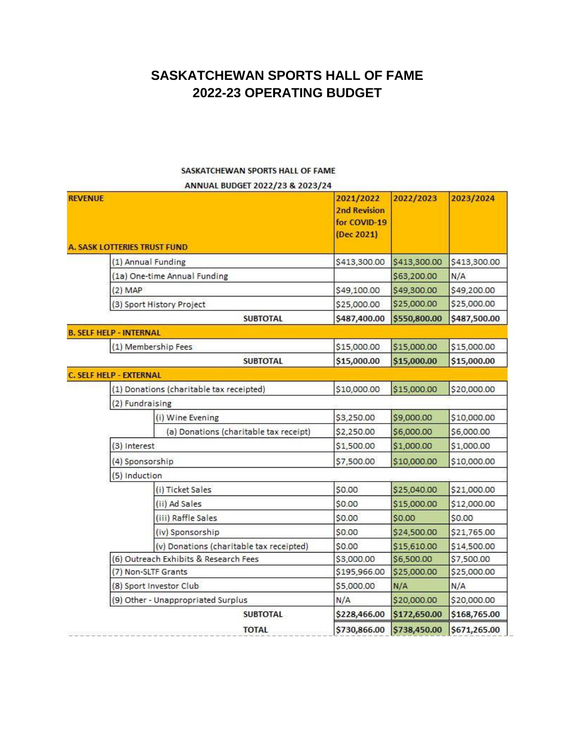# SASKATCHEWAN SPORTS HALL OF FAME
# 2022-23 OPERATING BUDGET

**SASKATCHEWAN SPORTS HALL OF FAME**

**ANNUAL BUDGET 2022/23 & 2023/24**

| REVENUE | 2021/2022 2nd Revision for COVID-19 (Dec 2021) | 2022/2023 | 2023/2024 |
|---|---|---|---|
| **A. SASK LOTTERIES TRUST FUND** | | | |
| (1) Annual Funding | $413,300.00 | $413,300.00 | $413,300.00 |
| (1a) One-time Annual Funding | | $63,200.00 | N/A |
| (2) MAP | $49,100.00 | $49,300.00 | $49,200.00 |
| (3) Sport History Project | $25,000.00 | $25,000.00 | $25,000.00 |
| **SUBTOTAL** | **$487,400.00** | **$550,800.00** | **$487,500.00** |
| **B. SELF HELP - INTERNAL** | | | |
| (1) Membership Fees | $15,000.00 | $15,000.00 | $15,000.00 |
| **SUBTOTAL** | **$15,000.00** | **$15,000.00** | **$15,000.00** |
| **C. SELF HELP - EXTERNAL** | | | |
| (1) Donations (charitable tax receipted) | $10,000.00 | $15,000.00 | $20,000.00 |
| (2) Fundraising | | | |
| (i) Wine Evening | $3,250.00 | $9,000.00 | $10,000.00 |
| (a) Donations (charitable tax receipt) | $2,250.00 | $6,000.00 | $6,000.00 |
| (3) Interest | $1,500.00 | $1,000.00 | $1,000.00 |
| (4) Sponsorship | $7,500.00 | $10,000.00 | $10,000.00 |
| (5) Induction | | | |
| (i) Ticket Sales | $0.00 | $25,040.00 | $21,000.00 |
| (ii) Ad Sales | $0.00 | $15,000.00 | $12,000.00 |
| (iii) Raffle Sales | $0.00 | $0.00 | $0.00 |
| (iv) Sponsorship | $0.00 | $24,500.00 | $21,765.00 |
| (v) Donations (charitable tax receipted) | $0.00 | $15,610.00 | $14,500.00 |
| (6) Outreach Exhibits & Research Fees | $3,000.00 | $6,500.00 | $7,500.00 |
| (7) Non-SLTF Grants | $195,966.00 | $25,000.00 | $25,000.00 |
| (8) Sport Investor Club | $5,000.00 | N/A | N/A |
| (9) Other - Unappropriated Surplus | N/A | $20,000.00 | $20,000.00 |
| **SUBTOTAL** | **$228,466.00** | **$172,650.00** | **$168,765.00** |
| **TOTAL** | **$730,866.00** | **$738,450.00** | **$671,265.00** |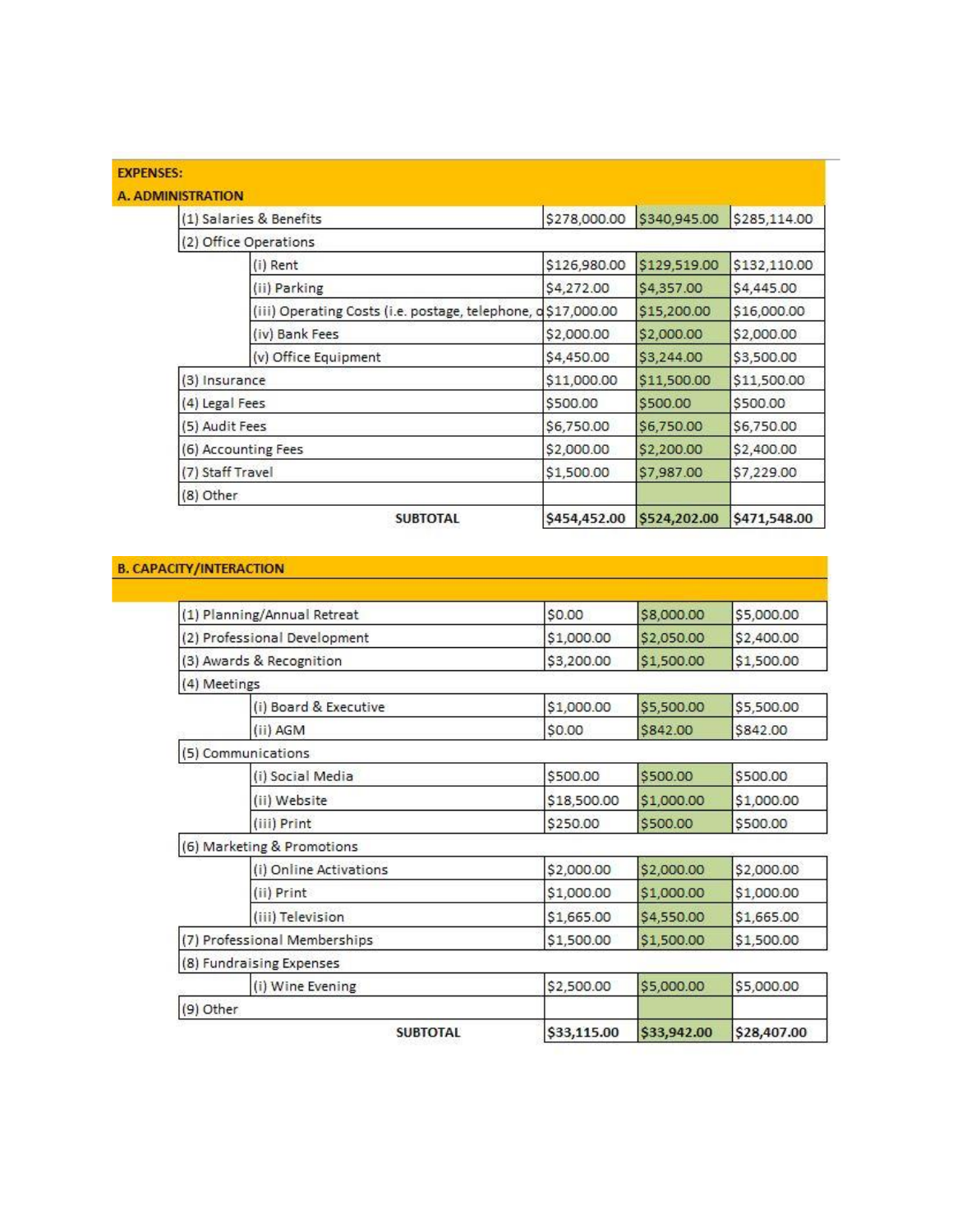**EXPENSES:**

**A. ADMINISTRATION**

| | | | |
|---|---|---|---|
| (1) Salaries & Benefits | $278,000.00 | $340,945.00 | $285,114.00 |
| (2) Office Operations | | | |
| (i) Rent | $126,980.00 | $129,519.00 | $132,110.00 |
| (ii) Parking | $4,272.00 | $4,357.00 | $4,445.00 |
| (iii) Operating Costs (i.e. postage, telephone, o | $17,000.00 | $15,200.00 | $16,000.00 |
| (iv) Bank Fees | $2,000.00 | $2,000.00 | $2,000.00 |
| (v) Office Equipment | $4,450.00 | $3,244.00 | $3,500.00 |
| (3) Insurance | $11,000.00 | $11,500.00 | $11,500.00 |
| (4) Legal Fees | $500.00 | $500.00 | $500.00 |
| (5) Audit Fees | $6,750.00 | $6,750.00 | $6,750.00 |
| (6) Accounting Fees | $2,000.00 | $2,200.00 | $2,400.00 |
| (7) Staff Travel | $1,500.00 | $7,987.00 | $7,229.00 |
| (8) Other | | | |
| **SUBTOTAL** | **$454,452.00** | **$524,202.00** | **$471,548.00** |

**B. CAPACITY/INTERACTION**

| | | | |
|---|---|---|---|
| (1) Planning/Annual Retreat | $0.00 | $8,000.00 | $5,000.00 |
| (2) Professional Development | $1,000.00 | $2,050.00 | $2,400.00 |
| (3) Awards & Recognition | $3,200.00 | $1,500.00 | $1,500.00 |
| (4) Meetings | | | |
| (i) Board & Executive | $1,000.00 | $5,500.00 | $5,500.00 |
| (ii) AGM | $0.00 | $842.00 | $842.00 |
| (5) Communications | | | |
| (i) Social Media | $500.00 | $500.00 | $500.00 |
| (ii) Website | $18,500.00 | $1,000.00 | $1,000.00 |
| (iii) Print | $250.00 | $500.00 | $500.00 |
| (6) Marketing & Promotions | | | |
| (i) Online Activations | $2,000.00 | $2,000.00 | $2,000.00 |
| (ii) Print | $1,000.00 | $1,000.00 | $1,000.00 |
| (iii) Television | $1,665.00 | $4,550.00 | $1,665.00 |
| (7) Professional Memberships | $1,500.00 | $1,500.00 | $1,500.00 |
| (8) Fundraising Expenses | | | |
| (i) Wine Evening | $2,500.00 | $5,000.00 | $5,000.00 |
| (9) Other | | | |
| **SUBTOTAL** | **$33,115.00** | **$33,942.00** | **$28,407.00** |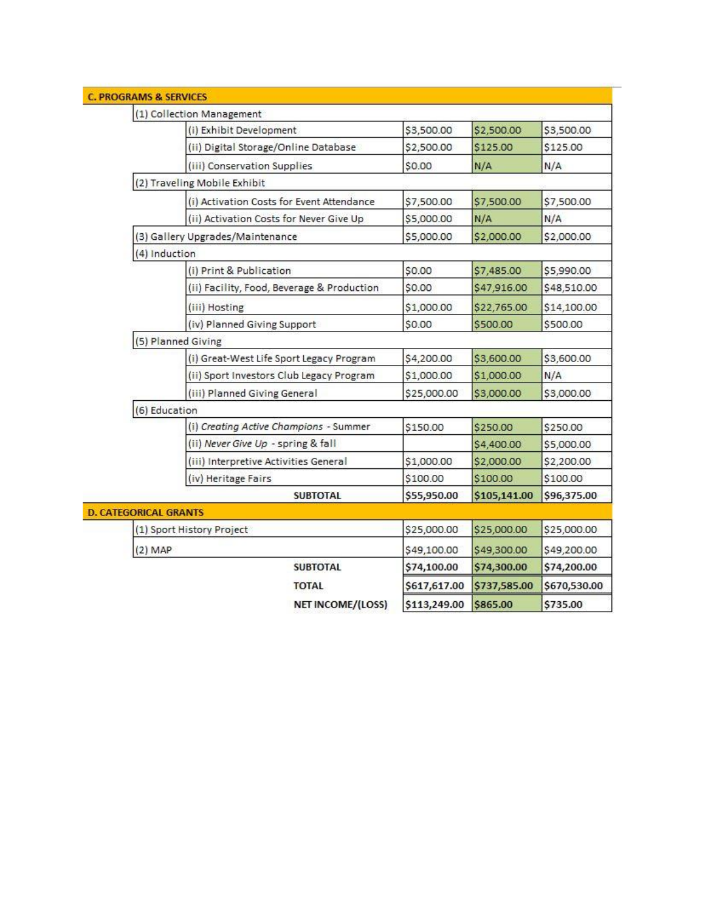| C. PROGRAMS & SERVICES | | | | | |
|---|---|---|---|---|---|
| (1) Collection Management | | | | | |
| | (i) Exhibit Development | | $3,500.00 | $2,500.00 | $3,500.00 |
| | (ii) Digital Storage/Online Database | | $2,500.00 | $125.00 | $125.00 |
| | (iii) Conservation Supplies | | $0.00 | N/A | N/A |
| (2) Traveling Mobile Exhibit | | | | | |
| | (i) Activation Costs for Event Attendance | | $7,500.00 | $7,500.00 | $7,500.00 |
| | (ii) Activation Costs for Never Give Up | | $5,000.00 | N/A | N/A |
| (3) Gallery Upgrades/Maintenance | | | $5,000.00 | $2,000.00 | $2,000.00 |
| (4) Induction | | | | | |
| | (i) Print & Publication | | $0.00 | $7,485.00 | $5,990.00 |
| | (ii) Facility, Food, Beverage & Production | | $0.00 | $47,916.00 | $48,510.00 |
| | (iii) Hosting | | $1,000.00 | $22,765.00 | $14,100.00 |
| | (iv) Planned Giving Support | | $0.00 | $500.00 | $500.00 |
| (5) Planned Giving | | | | | |
| | (i) Great-West Life Sport Legacy Program | | $4,200.00 | $3,600.00 | $3,600.00 |
| | (ii) Sport Investors Club Legacy Program | | $1,000.00 | $1,000.00 | N/A |
| | (iii) Planned Giving General | | $25,000.00 | $3,000.00 | $3,000.00 |
| (6) Education | | | | | |
| | (i) *Creating Active Champions* - Summer | | $150.00 | $250.00 | $250.00 |
| | (ii) *Never Give Up* - spring & fall | | | $4,400.00 | $5,000.00 |
| | (iii) Interpretive Activities General | | $1,000.00 | $2,000.00 | $2,200.00 |
| | (iv) Heritage Fairs | | $100.00 | $100.00 | $100.00 |
| | | **SUBTOTAL** | **$55,950.00** | **$105,141.00** | **$96,375.00** |
| **D. CATEGORICAL GRANTS** | | | | | |
| (1) Sport History Project | | | $25,000.00 | $25,000.00 | $25,000.00 |
| (2) MAP | | | $49,100.00 | $49,300.00 | $49,200.00 |
| | | **SUBTOTAL** | **$74,100.00** | **$74,300.00** | **$74,200.00** |
| | | **TOTAL** | **$617,617.00** | **$737,585.00** | **$670,530.00** |
| | | **NET INCOME/(LOSS)** | $113,249.00 | $865.00 | $735.00 |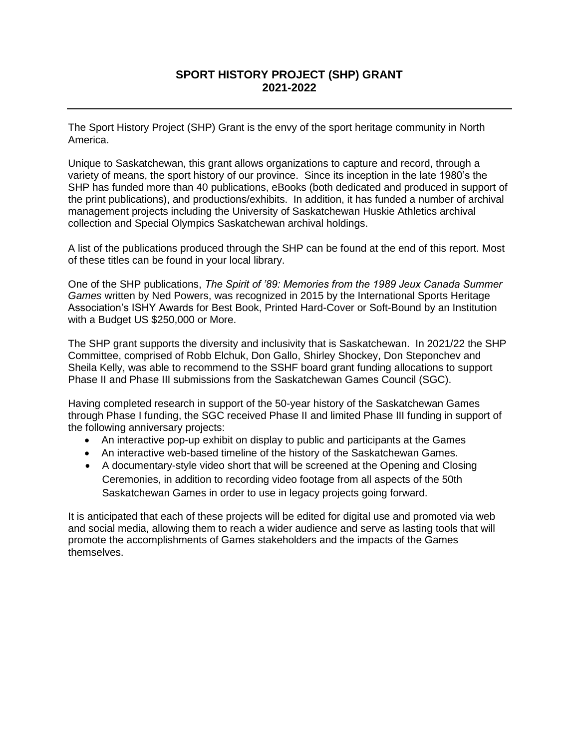# SPORT HISTORY PROJECT (SHP) GRANT 2021-2022

---

The Sport History Project (SHP) Grant is the envy of the sport heritage community in North America.

Unique to Saskatchewan, this grant allows organizations to capture and record, through a variety of means, the sport history of our province. Since its inception in the late 1980's the SHP has funded more than 40 publications, eBooks (both dedicated and produced in support of the print publications), and productions/exhibits. In addition, it has funded a number of archival management projects including the University of Saskatchewan Huskie Athletics archival collection and Special Olympics Saskatchewan archival holdings.

A list of the publications produced through the SHP can be found at the end of this report. Most of these titles can be found in your local library.

One of the SHP publications, *The Spirit of '89: Memories from the 1989 Jeux Canada Summer Games* written by Ned Powers, was recognized in 2015 by the International Sports Heritage Association's ISHY Awards for Best Book, Printed Hard-Cover or Soft-Bound by an Institution with a Budget US $250,000 or More.

The SHP grant supports the diversity and inclusivity that is Saskatchewan. In 2021/22 the SHP Committee, comprised of Robb Elchuk, Don Gallo, Shirley Shockey, Don Steponchev and Sheila Kelly, was able to recommend to the SSHF board grant funding allocations to support Phase II and Phase III submissions from the Saskatchewan Games Council (SGC).

Having completed research in support of the 50-year history of the Saskatchewan Games through Phase I funding, the SGC received Phase II and limited Phase III funding in support of the following anniversary projects:

- An interactive pop-up exhibit on display to public and participants at the Games
- An interactive web-based timeline of the history of the Saskatchewan Games.
- A documentary-style video short that will be screened at the Opening and Closing Ceremonies, in addition to recording video footage from all aspects of the 50th Saskatchewan Games in order to use in legacy projects going forward.

It is anticipated that each of these projects will be edited for digital use and promoted via web and social media, allowing them to reach a wider audience and serve as lasting tools that will promote the accomplishments of Games stakeholders and the impacts of the Games themselves.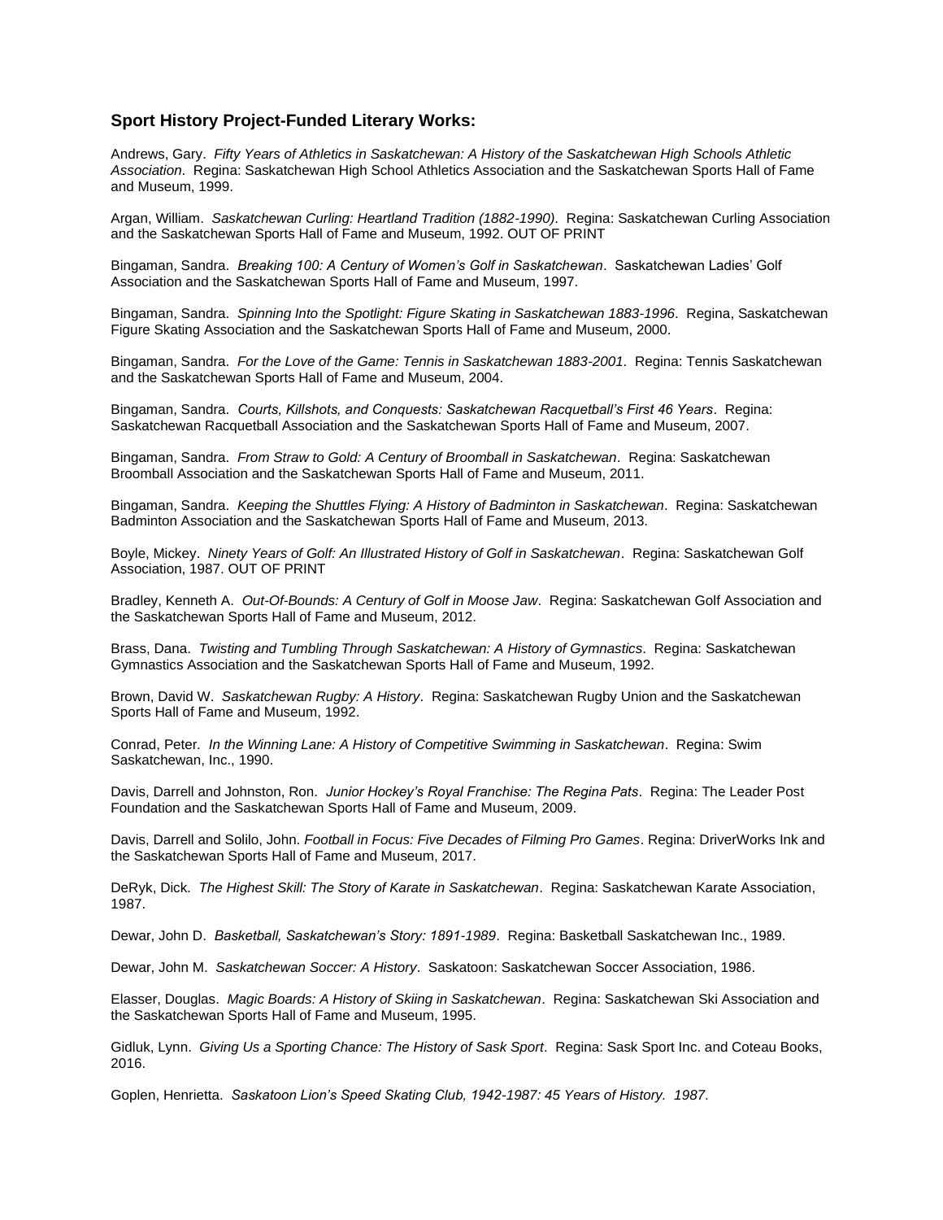### **Sport History Project-Funded Literary Works:**

Andrews, Gary. *Fifty Years of Athletics in Saskatchewan: A History of the Saskatchewan High Schools Athletic Association*. Regina: Saskatchewan High School Athletics Association and the Saskatchewan Sports Hall of Fame and Museum, 1999.

Argan, William. *Saskatchewan Curling: Heartland Tradition (1882-1990)*. Regina: Saskatchewan Curling Association and the Saskatchewan Sports Hall of Fame and Museum, 1992. OUT OF PRINT

Bingaman, Sandra. *Breaking 100: A Century of Women's Golf in Saskatchewan*. Saskatchewan Ladies' Golf Association and the Saskatchewan Sports Hall of Fame and Museum, 1997.

Bingaman, Sandra. *Spinning Into the Spotlight: Figure Skating in Saskatchewan 1883-1996*. Regina, Saskatchewan Figure Skating Association and the Saskatchewan Sports Hall of Fame and Museum, 2000.

Bingaman, Sandra. *For the Love of the Game: Tennis in Saskatchewan 1883-2001*. Regina: Tennis Saskatchewan and the Saskatchewan Sports Hall of Fame and Museum, 2004.

Bingaman, Sandra. *Courts, Killshots, and Conquests: Saskatchewan Racquetball's First 46 Years*. Regina: Saskatchewan Racquetball Association and the Saskatchewan Sports Hall of Fame and Museum, 2007.

Bingaman, Sandra. *From Straw to Gold: A Century of Broomball in Saskatchewan*. Regina: Saskatchewan Broomball Association and the Saskatchewan Sports Hall of Fame and Museum, 2011.

Bingaman, Sandra. *Keeping the Shuttles Flying: A History of Badminton in Saskatchewan*. Regina: Saskatchewan Badminton Association and the Saskatchewan Sports Hall of Fame and Museum, 2013.

Boyle, Mickey. *Ninety Years of Golf: An Illustrated History of Golf in Saskatchewan*. Regina: Saskatchewan Golf Association, 1987. OUT OF PRINT

Bradley, Kenneth A. *Out-Of-Bounds: A Century of Golf in Moose Jaw*. Regina: Saskatchewan Golf Association and the Saskatchewan Sports Hall of Fame and Museum, 2012.

Brass, Dana. *Twisting and Tumbling Through Saskatchewan: A History of Gymnastics*. Regina: Saskatchewan Gymnastics Association and the Saskatchewan Sports Hall of Fame and Museum, 1992.

Brown, David W. *Saskatchewan Rugby: A History*. Regina: Saskatchewan Rugby Union and the Saskatchewan Sports Hall of Fame and Museum, 1992.

Conrad, Peter. *In the Winning Lane: A History of Competitive Swimming in Saskatchewan*. Regina: Swim Saskatchewan, Inc., 1990.

Davis, Darrell and Johnston, Ron. *Junior Hockey's Royal Franchise: The Regina Pats*. Regina: The Leader Post Foundation and the Saskatchewan Sports Hall of Fame and Museum, 2009.

Davis, Darrell and Solilo, John. *Football in Focus: Five Decades of Filming Pro Games*. Regina: DriverWorks Ink and the Saskatchewan Sports Hall of Fame and Museum, 2017.

DeRyk, Dick. *The Highest Skill: The Story of Karate in Saskatchewan*. Regina: Saskatchewan Karate Association, 1987.

Dewar, John D. *Basketball, Saskatchewan's Story: 1891-1989*. Regina: Basketball Saskatchewan Inc., 1989.

Dewar, John M. *Saskatchewan Soccer: A History*. Saskatoon: Saskatchewan Soccer Association, 1986.

Elasser, Douglas. *Magic Boards: A History of Skiing in Saskatchewan*. Regina: Saskatchewan Ski Association and the Saskatchewan Sports Hall of Fame and Museum, 1995.

Gidluk, Lynn. *Giving Us a Sporting Chance: The History of Sask Sport*. Regina: Sask Sport Inc. and Coteau Books, 2016.

Goplen, Henrietta. *Saskatoon Lion's Speed Skating Club, 1942-1987: 45 Years of History. 1987.*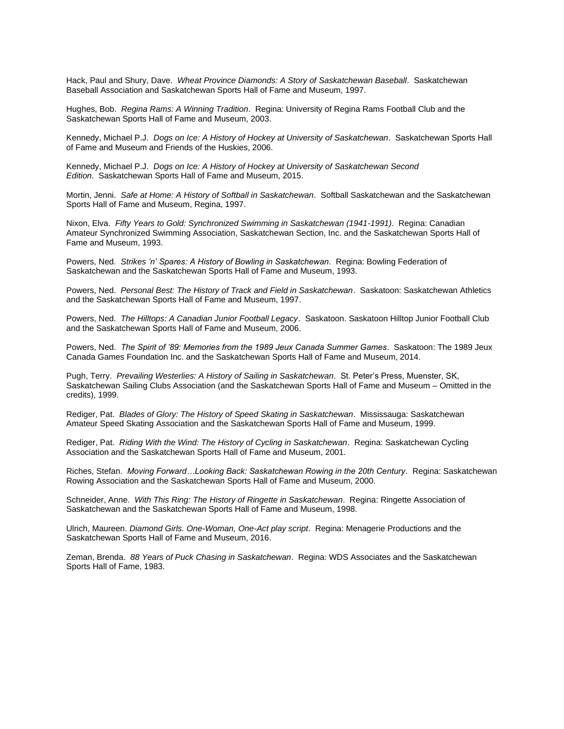Hack, Paul and Shury, Dave. *Wheat Province Diamonds: A Story of Saskatchewan Baseball*. Saskatchewan Baseball Association and Saskatchewan Sports Hall of Fame and Museum, 1997.

Hughes, Bob. *Regina Rams: A Winning Tradition*. Regina: University of Regina Rams Football Club and the Saskatchewan Sports Hall of Fame and Museum, 2003.

Kennedy, Michael P.J. *Dogs on Ice: A History of Hockey at University of Saskatchewan*. Saskatchewan Sports Hall of Fame and Museum and Friends of the Huskies, 2006.

Kennedy, Michael P.J. *Dogs on Ice: A History of Hockey at University of Saskatchewan Second Edition*. Saskatchewan Sports Hall of Fame and Museum, 2015.

Mortin, Jenni. *Safe at Home: A History of Softball in Saskatchewan*. Softball Saskatchewan and the Saskatchewan Sports Hall of Fame and Museum, Regina, 1997.

Nixon, Elva. *Fifty Years to Gold: Synchronized Swimming in Saskatchewan (1941-1991)*. Regina: Canadian Amateur Synchronized Swimming Association, Saskatchewan Section, Inc. and the Saskatchewan Sports Hall of Fame and Museum, 1993.

Powers, Ned. *Strikes 'n' Spares: A History of Bowling in Saskatchewan*. Regina: Bowling Federation of Saskatchewan and the Saskatchewan Sports Hall of Fame and Museum, 1993.

Powers, Ned. *Personal Best: The History of Track and Field in Saskatchewan*. Saskatoon: Saskatchewan Athletics and the Saskatchewan Sports Hall of Fame and Museum, 1997.

Powers, Ned. *The Hilltops: A Canadian Junior Football Legacy*. Saskatoon. Saskatoon Hilltop Junior Football Club and the Saskatchewan Sports Hall of Fame and Museum, 2006.

Powers, Ned. *The Spirit of '89: Memories from the 1989 Jeux Canada Summer Games*. Saskatoon: The 1989 Jeux Canada Games Foundation Inc. and the Saskatchewan Sports Hall of Fame and Museum, 2014.

Pugh, Terry. *Prevailing Westerlies: A History of Sailing in Saskatchewan*. St. Peter's Press, Muenster, SK, Saskatchewan Sailing Clubs Association (and the Saskatchewan Sports Hall of Fame and Museum – Omitted in the credits), 1999.

Rediger, Pat. *Blades of Glory: The History of Speed Skating in Saskatchewan*. Mississauga: Saskatchewan Amateur Speed Skating Association and the Saskatchewan Sports Hall of Fame and Museum, 1999.

Rediger, Pat. *Riding With the Wind: The History of Cycling in Saskatchewan*. Regina: Saskatchewan Cycling Association and the Saskatchewan Sports Hall of Fame and Museum, 2001.

Riches, Stefan. *Moving Forward…Looking Back: Saskatchewan Rowing in the 20th Century*. Regina: Saskatchewan Rowing Association and the Saskatchewan Sports Hall of Fame and Museum, 2000.

Schneider, Anne. *With This Ring: The History of Ringette in Saskatchewan*. Regina: Ringette Association of Saskatchewan and the Saskatchewan Sports Hall of Fame and Museum, 1998.

Ulrich, Maureen. *Diamond Girls. One-Woman, One-Act play script*. Regina: Menagerie Productions and the Saskatchewan Sports Hall of Fame and Museum, 2016.

Zeman, Brenda. *88 Years of Puck Chasing in Saskatchewan*. Regina: WDS Associates and the Saskatchewan Sports Hall of Fame, 1983.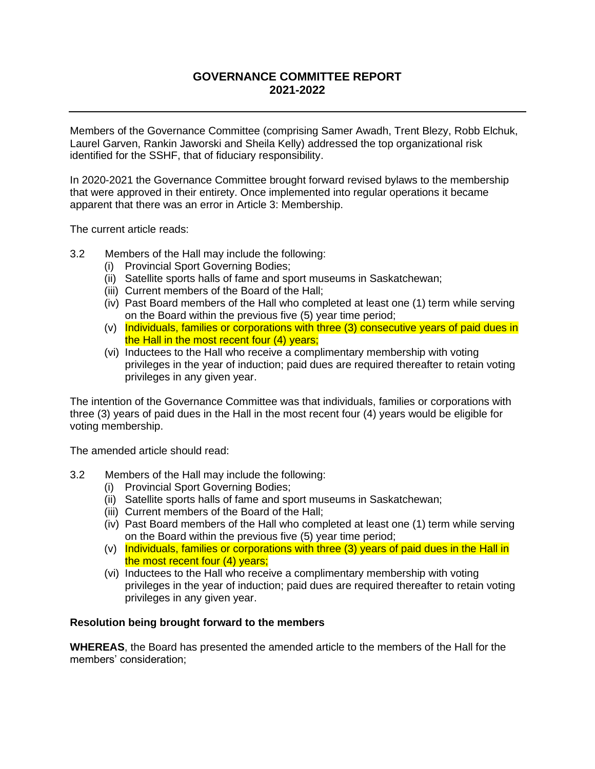## GOVERNANCE COMMITTEE REPORT
## 2021-2022

Members of the Governance Committee (comprising Samer Awadh, Trent Blezy, Robb Elchuk, Laurel Garven, Rankin Jaworski and Sheila Kelly) addressed the top organizational risk identified for the SSHF, that of fiduciary responsibility.

In 2020-2021 the Governance Committee brought forward revised bylaws to the membership that were approved in their entirety. Once implemented into regular operations it became apparent that there was an error in Article 3: Membership.

The current article reads:

3.2 Members of the Hall may include the following:

- (i) Provincial Sport Governing Bodies;
- (ii) Satellite sports halls of fame and sport museums in Saskatchewan;
- (iii) Current members of the Board of the Hall;
- (iv) Past Board members of the Hall who completed at least one (1) term while serving on the Board within the previous five (5) year time period;
- (v) Individuals, families or corporations with three (3) consecutive years of paid dues in the Hall in the most recent four (4) years;
- (vi) Inductees to the Hall who receive a complimentary membership with voting privileges in the year of induction; paid dues are required thereafter to retain voting privileges in any given year.

The intention of the Governance Committee was that individuals, families or corporations with three (3) years of paid dues in the Hall in the most recent four (4) years would be eligible for voting membership.

The amended article should read:

3.2 Members of the Hall may include the following:

- (i) Provincial Sport Governing Bodies;
- (ii) Satellite sports halls of fame and sport museums in Saskatchewan;
- (iii) Current members of the Board of the Hall;
- (iv) Past Board members of the Hall who completed at least one (1) term while serving on the Board within the previous five (5) year time period;
- (v) Individuals, families or corporations with three (3) years of paid dues in the Hall in the most recent four (4) years;
- (vi) Inductees to the Hall who receive a complimentary membership with voting privileges in the year of induction; paid dues are required thereafter to retain voting privileges in any given year.

**Resolution being brought forward to the members**

**WHEREAS**, the Board has presented the amended article to the members of the Hall for the members' consideration;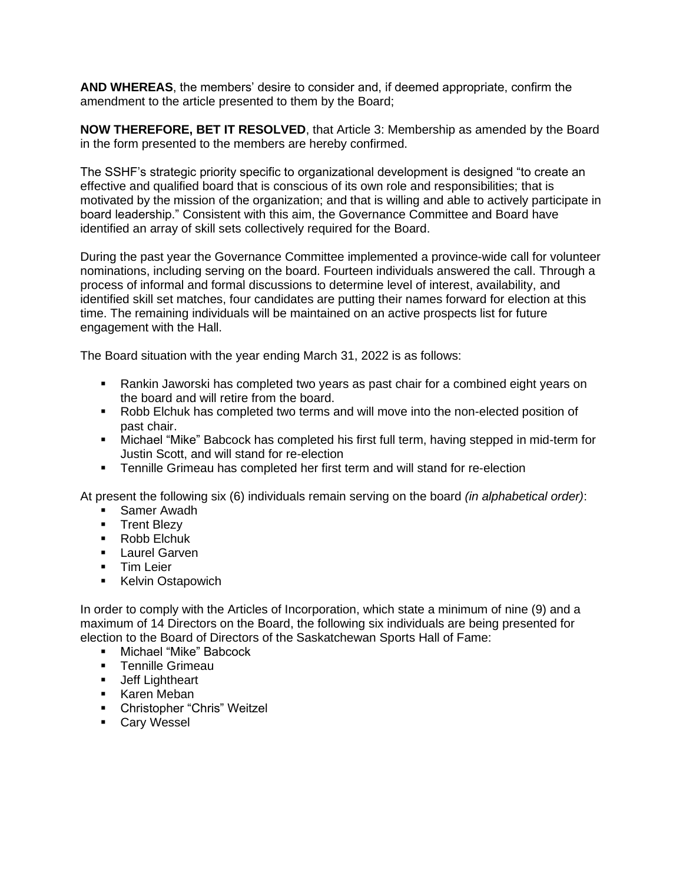**AND WHEREAS**, the members' desire to consider and, if deemed appropriate, confirm the amendment to the article presented to them by the Board;

**NOW THEREFORE, BET IT RESOLVED**, that Article 3: Membership as amended by the Board in the form presented to the members are hereby confirmed.

The SSHF's strategic priority specific to organizational development is designed "to create an effective and qualified board that is conscious of its own role and responsibilities; that is motivated by the mission of the organization; and that is willing and able to actively participate in board leadership." Consistent with this aim, the Governance Committee and Board have identified an array of skill sets collectively required for the Board.

During the past year the Governance Committee implemented a province-wide call for volunteer nominations, including serving on the board. Fourteen individuals answered the call. Through a process of informal and formal discussions to determine level of interest, availability, and identified skill set matches, four candidates are putting their names forward for election at this time. The remaining individuals will be maintained on an active prospects list for future engagement with the Hall.

The Board situation with the year ending March 31, 2022 is as follows:

- Rankin Jaworski has completed two years as past chair for a combined eight years on the board and will retire from the board.
- Robb Elchuk has completed two terms and will move into the non-elected position of past chair.
- Michael "Mike" Babcock has completed his first full term, having stepped in mid-term for Justin Scott, and will stand for re-election
- Tennille Grimeau has completed her first term and will stand for re-election

At present the following six (6) individuals remain serving on the board *(in alphabetical order)*:

- Samer Awadh
- Trent Blezy
- Robb Elchuk
- Laurel Garven
- Tim Leier
- Kelvin Ostapowich

In order to comply with the Articles of Incorporation, which state a minimum of nine (9) and a maximum of 14 Directors on the Board, the following six individuals are being presented for election to the Board of Directors of the Saskatchewan Sports Hall of Fame:

- Michael "Mike" Babcock
- Tennille Grimeau
- Jeff Lightheart
- Karen Meban
- Christopher "Chris" Weitzel
- Cary Wessel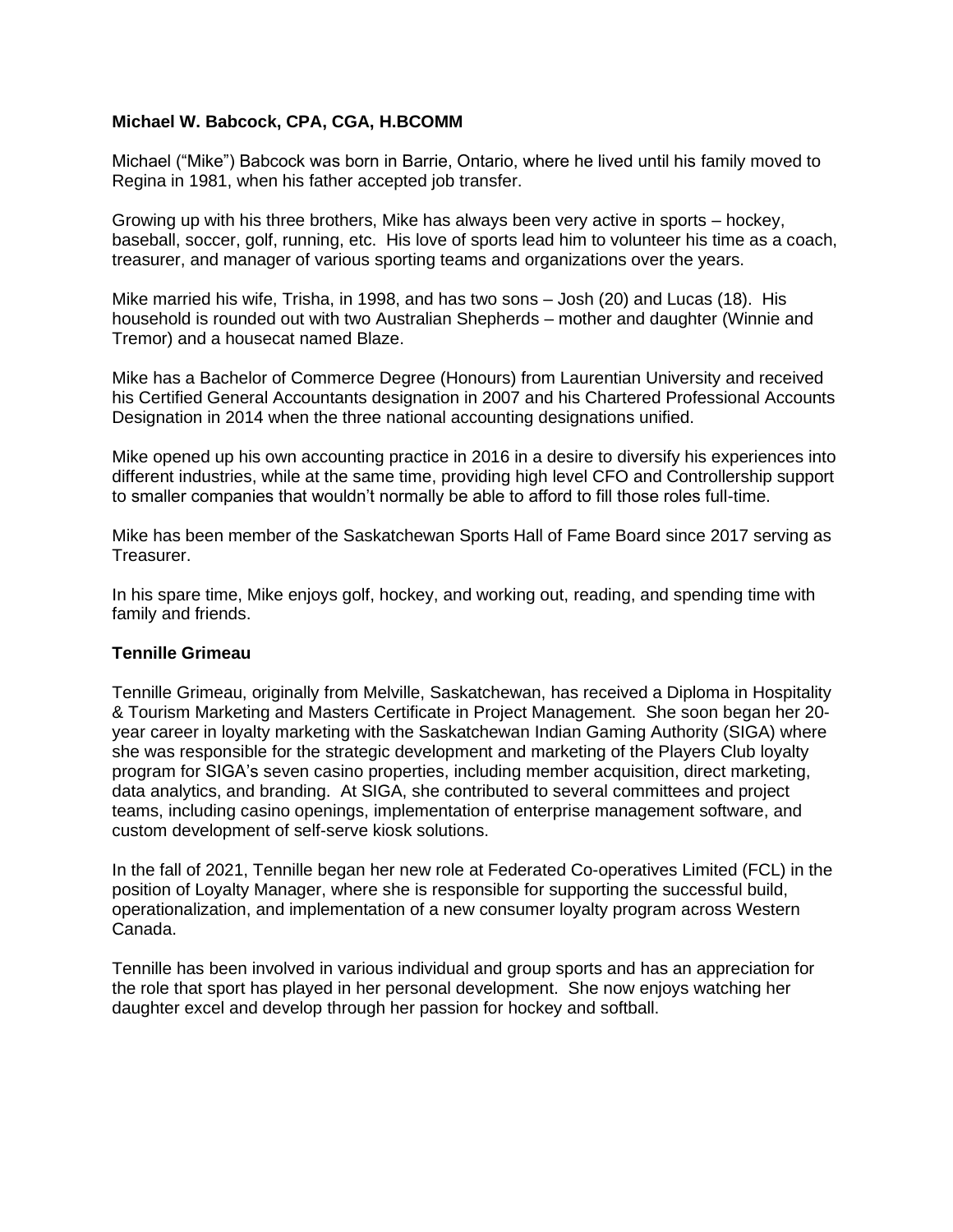**Michael W. Babcock, CPA, CGA, H.BCOMM**

Michael ("Mike") Babcock was born in Barrie, Ontario, where he lived until his family moved to Regina in 1981, when his father accepted job transfer.

Growing up with his three brothers, Mike has always been very active in sports – hockey, baseball, soccer, golf, running, etc. His love of sports lead him to volunteer his time as a coach, treasurer, and manager of various sporting teams and organizations over the years.

Mike married his wife, Trisha, in 1998, and has two sons – Josh (20) and Lucas (18). His household is rounded out with two Australian Shepherds – mother and daughter (Winnie and Tremor) and a housecat named Blaze.

Mike has a Bachelor of Commerce Degree (Honours) from Laurentian University and received his Certified General Accountants designation in 2007 and his Chartered Professional Accounts Designation in 2014 when the three national accounting designations unified.

Mike opened up his own accounting practice in 2016 in a desire to diversify his experiences into different industries, while at the same time, providing high level CFO and Controllership support to smaller companies that wouldn't normally be able to afford to fill those roles full-time.

Mike has been member of the Saskatchewan Sports Hall of Fame Board since 2017 serving as Treasurer.

In his spare time, Mike enjoys golf, hockey, and working out, reading, and spending time with family and friends.

**Tennille Grimeau**

Tennille Grimeau, originally from Melville, Saskatchewan, has received a Diploma in Hospitality & Tourism Marketing and Masters Certificate in Project Management. She soon began her 20-year career in loyalty marketing with the Saskatchewan Indian Gaming Authority (SIGA) where she was responsible for the strategic development and marketing of the Players Club loyalty program for SIGA's seven casino properties, including member acquisition, direct marketing, data analytics, and branding. At SIGA, she contributed to several committees and project teams, including casino openings, implementation of enterprise management software, and custom development of self-serve kiosk solutions.

In the fall of 2021, Tennille began her new role at Federated Co-operatives Limited (FCL) in the position of Loyalty Manager, where she is responsible for supporting the successful build, operationalization, and implementation of a new consumer loyalty program across Western Canada.

Tennille has been involved in various individual and group sports and has an appreciation for the role that sport has played in her personal development. She now enjoys watching her daughter excel and develop through her passion for hockey and softball.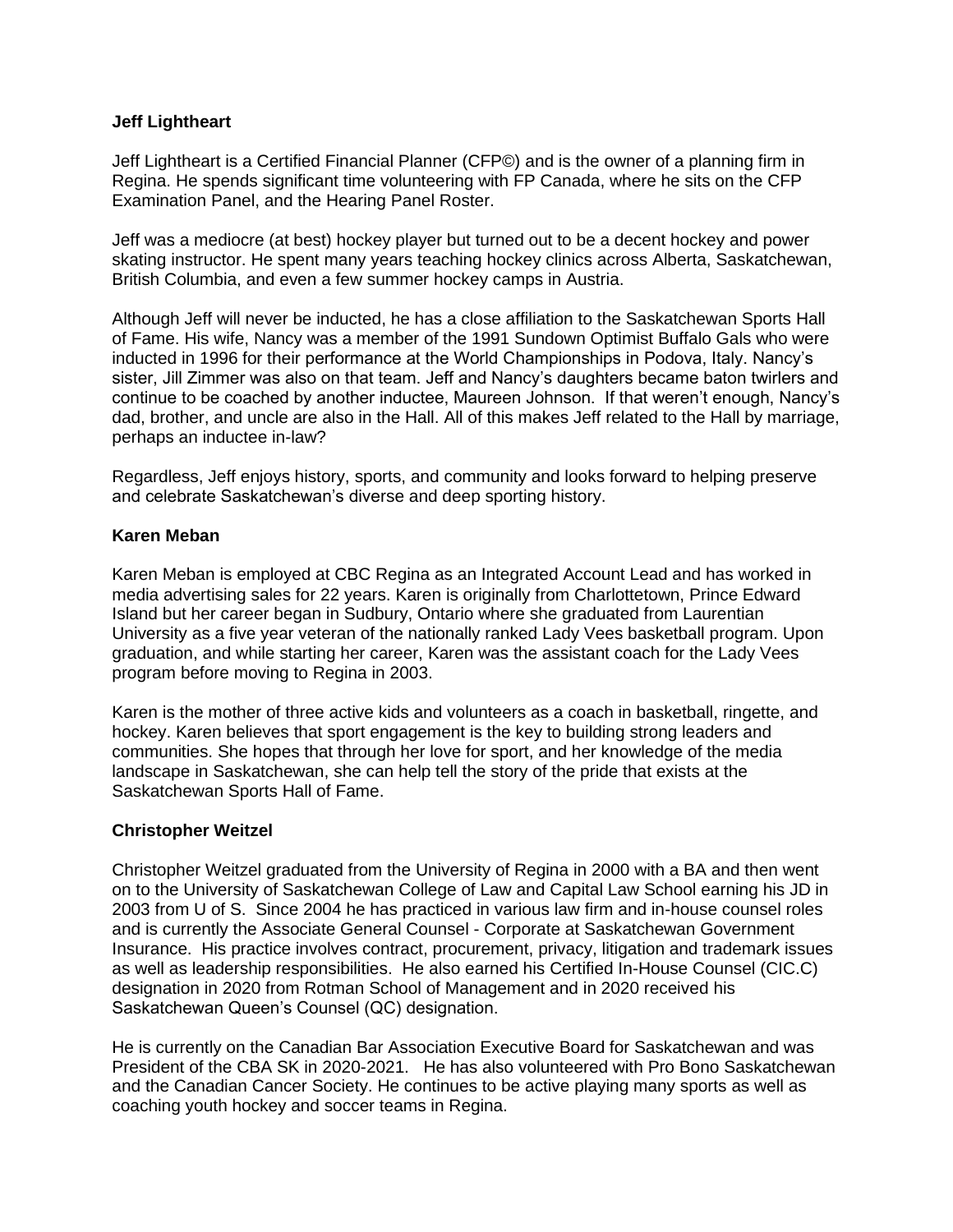**Jeff Lightheart**

Jeff Lightheart is a Certified Financial Planner (CFP©) and is the owner of a planning firm in Regina. He spends significant time volunteering with FP Canada, where he sits on the CFP Examination Panel, and the Hearing Panel Roster.

Jeff was a mediocre (at best) hockey player but turned out to be a decent hockey and power skating instructor. He spent many years teaching hockey clinics across Alberta, Saskatchewan, British Columbia, and even a few summer hockey camps in Austria.

Although Jeff will never be inducted, he has a close affiliation to the Saskatchewan Sports Hall of Fame. His wife, Nancy was a member of the 1991 Sundown Optimist Buffalo Gals who were inducted in 1996 for their performance at the World Championships in Podova, Italy. Nancy's sister, Jill Zimmer was also on that team. Jeff and Nancy's daughters became baton twirlers and continue to be coached by another inductee, Maureen Johnson. If that weren't enough, Nancy's dad, brother, and uncle are also in the Hall. All of this makes Jeff related to the Hall by marriage, perhaps an inductee in-law?

Regardless, Jeff enjoys history, sports, and community and looks forward to helping preserve and celebrate Saskatchewan's diverse and deep sporting history.

**Karen Meban**

Karen Meban is employed at CBC Regina as an Integrated Account Lead and has worked in media advertising sales for 22 years. Karen is originally from Charlottetown, Prince Edward Island but her career began in Sudbury, Ontario where she graduated from Laurentian University as a five year veteran of the nationally ranked Lady Vees basketball program. Upon graduation, and while starting her career, Karen was the assistant coach for the Lady Vees program before moving to Regina in 2003.

Karen is the mother of three active kids and volunteers as a coach in basketball, ringette, and hockey. Karen believes that sport engagement is the key to building strong leaders and communities. She hopes that through her love for sport, and her knowledge of the media landscape in Saskatchewan, she can help tell the story of the pride that exists at the Saskatchewan Sports Hall of Fame.

**Christopher Weitzel**

Christopher Weitzel graduated from the University of Regina in 2000 with a BA and then went on to the University of Saskatchewan College of Law and Capital Law School earning his JD in 2003 from U of S. Since 2004 he has practiced in various law firm and in-house counsel roles and is currently the Associate General Counsel - Corporate at Saskatchewan Government Insurance. His practice involves contract, procurement, privacy, litigation and trademark issues as well as leadership responsibilities. He also earned his Certified In-House Counsel (CIC.C) designation in 2020 from Rotman School of Management and in 2020 received his Saskatchewan Queen's Counsel (QC) designation.

He is currently on the Canadian Bar Association Executive Board for Saskatchewan and was President of the CBA SK in 2020-2021. He has also volunteered with Pro Bono Saskatchewan and the Canadian Cancer Society. He continues to be active playing many sports as well as coaching youth hockey and soccer teams in Regina.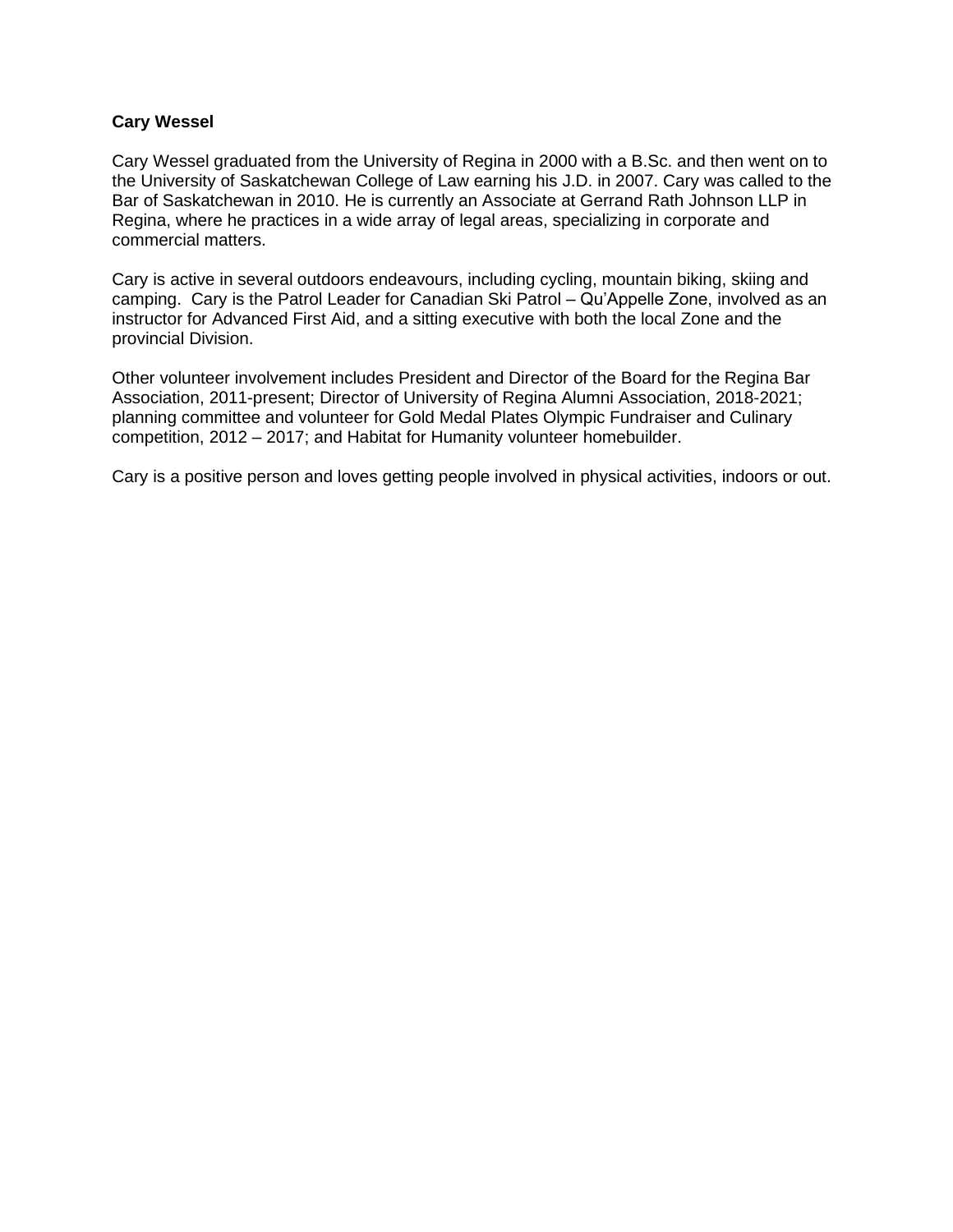**Cary Wessel**

Cary Wessel graduated from the University of Regina in 2000 with a B.Sc. and then went on to the University of Saskatchewan College of Law earning his J.D. in 2007. Cary was called to the Bar of Saskatchewan in 2010. He is currently an Associate at Gerrand Rath Johnson LLP in Regina, where he practices in a wide array of legal areas, specializing in corporate and commercial matters.

Cary is active in several outdoors endeavours, including cycling, mountain biking, skiing and camping. Cary is the Patrol Leader for Canadian Ski Patrol – Qu'Appelle Zone, involved as an instructor for Advanced First Aid, and a sitting executive with both the local Zone and the provincial Division.

Other volunteer involvement includes President and Director of the Board for the Regina Bar Association, 2011-present; Director of University of Regina Alumni Association, 2018-2021; planning committee and volunteer for Gold Medal Plates Olympic Fundraiser and Culinary competition, 2012 – 2017; and Habitat for Humanity volunteer homebuilder.

Cary is a positive person and loves getting people involved in physical activities, indoors or out.